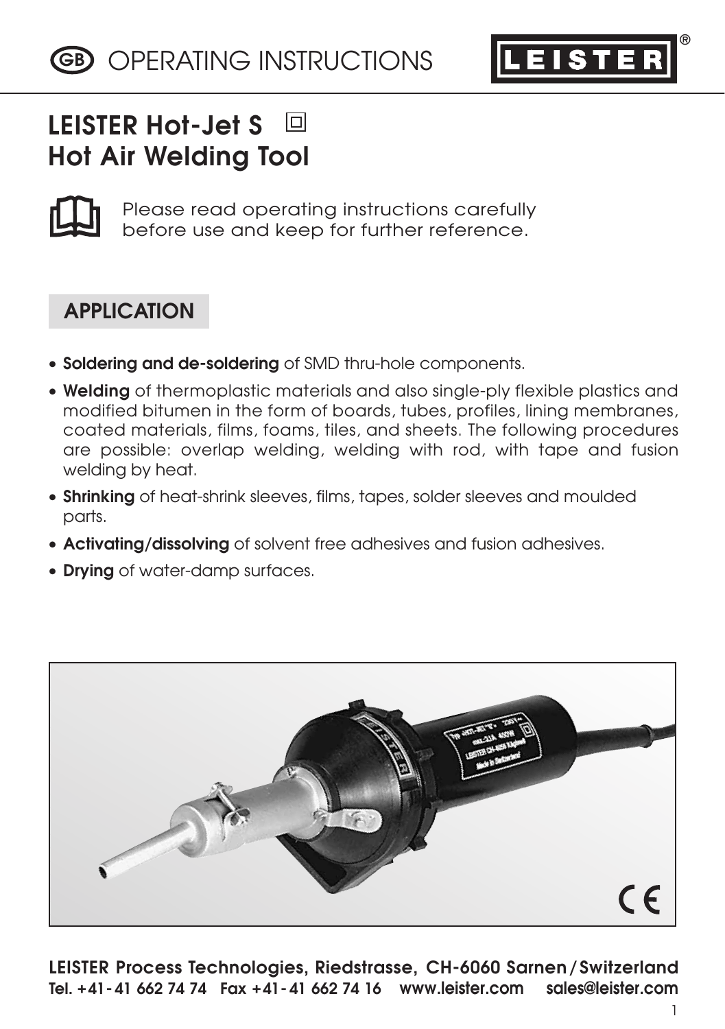# OPERATING INSTRUCTIONS

LEISTER®

## LEISTER Hot-Jet S
## Hot Air Welding Tool

Please read operating instructions carefully before use and keep for further reference.

## APPLICATION

- **Soldering and de-soldering** of SMD thru-hole components.
- **Welding** of thermoplastic materials and also single-ply flexible plastics and modified bitumen in the form of boards, tubes, profiles, lining membranes, coated materials, films, foams, tiles, and sheets. The following procedures are possible: overlap welding, welding with rod, with tape and fusion welding by heat.
- **Shrinking** of heat-shrink sleeves, films, tapes, solder sleeves and moulded parts.
- **Activating/dissolving** of solvent free adhesives and fusion adhesives.
- **Drying** of water-damp surfaces.

**LEISTER Process Technologies, Riedstrasse, CH-6060 Sarnen / Switzerland**
**Tel. +41-41 662 74 74 Fax +41-41 662 74 16 www.leister.com sales@leister.com**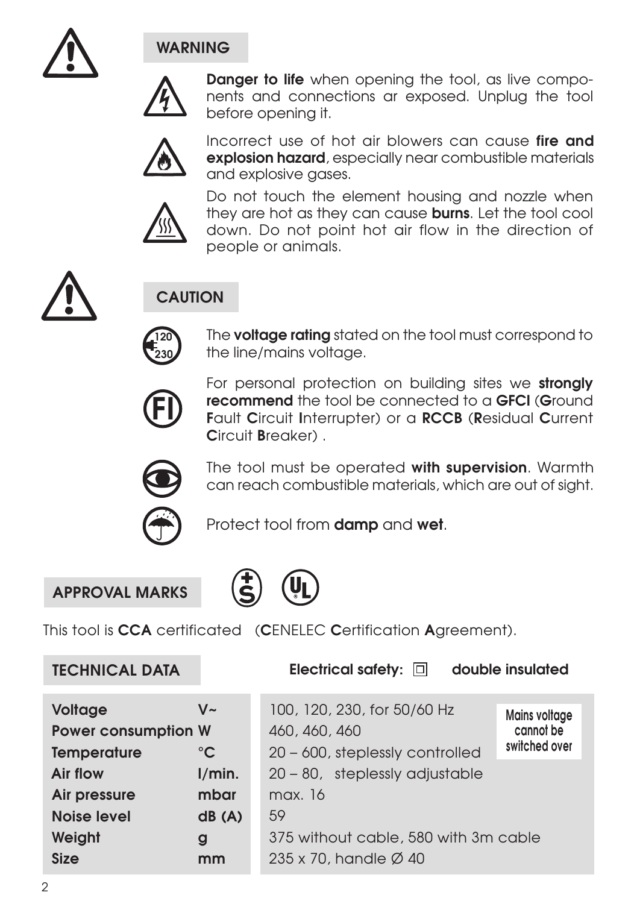## WARNING

**Danger to life** when opening the tool, as live components and connections ar exposed. Unplug the tool before opening it.

Incorrect use of hot air blowers can cause **fire and explosion hazard**, especially near combustible materials and explosive gases.

Do not touch the element housing and nozzle when they are hot as they can cause **burns**. Let the tool cool down. Do not point hot air flow in the direction of people or animals.

## CAUTION

The **voltage rating** stated on the tool must correspond to the line/mains voltage.

For personal protection on building sites we **strongly recommend** the tool be connected to a **GFCI** (**G**round **F**ault **C**ircuit **I**nterrupter) or a **RCCB** (**R**esidual **C**urrent **C**ircuit **B**reaker) .

The tool must be operated **with supervision**. Warmth can reach combustible materials, which are out of sight.

Protect tool from **damp** and **wet**.

## APPROVAL MARKS

This tool is **CCA** certificated (**C**ENELEC **C**ertification **A**greement).

## TECHNICAL DATA

**Electrical safety: ☐ double insulated**

| | | | |
|---|---|---|---|
| **Voltage** | **V~** | 100, 120, 230, for 50/60 Hz | Mains voltage cannot be switched over |
| **Power consumption** | **W** | 460, 460, 460 | |
| **Temperature** | **°C** | 20 – 600, steplessly controlled | |
| **Air flow** | **l/min.** | 20 – 80, steplessly adjustable | |
| **Air pressure** | **mbar** | max. 16 | |
| **Noise level** | **dB (A)** | 59 | |
| **Weight** | **g** | 375 without cable, 580 with 3m cable | |
| **Size** | **mm** | 235 x 70, handle Ø 40 | |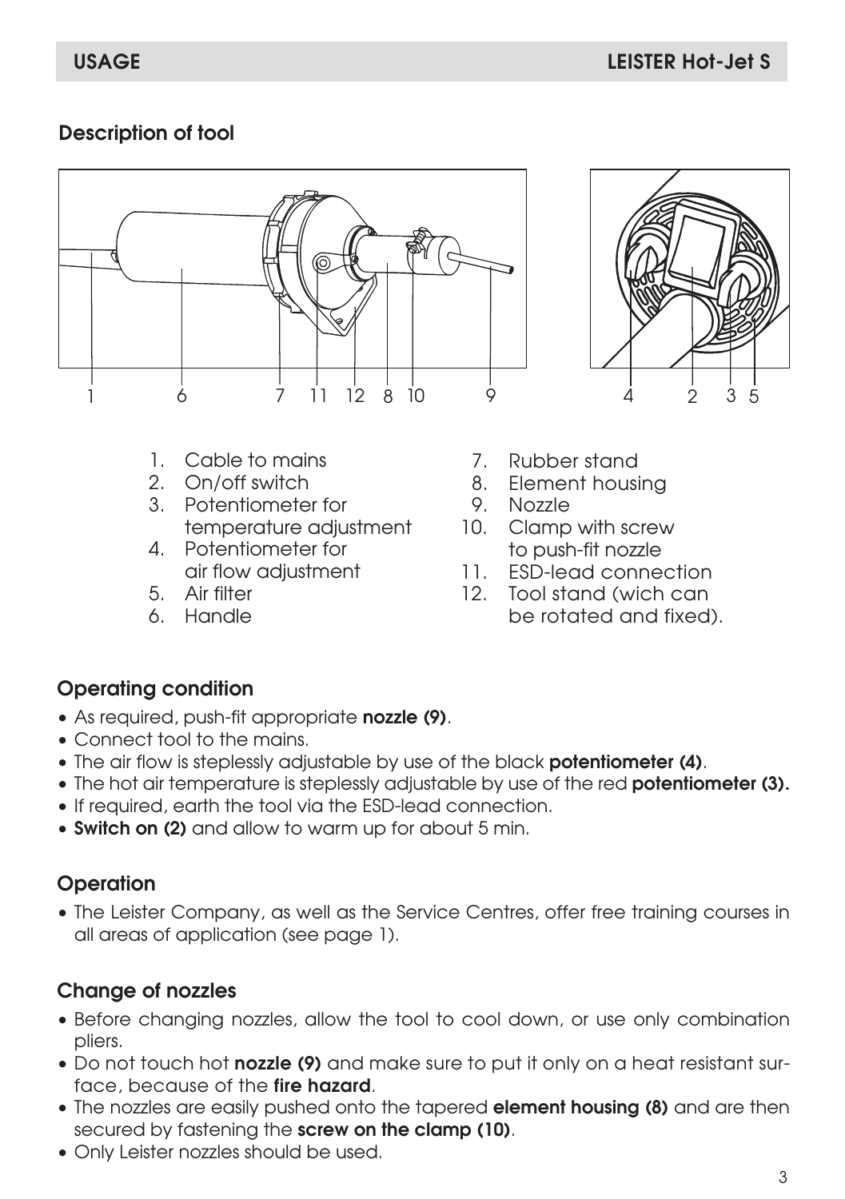## Description of tool

1. Cable to mains
2. On/off switch
3. Potentiometer for temperature adjustment
4. Potentiometer for air flow adjustment
5. Air filter
6. Handle
7. Rubber stand
8. Element housing
9. Nozzle
10. Clamp with screw to push-fit nozzle
11. ESD-lead connection
12. Tool stand (wich can be rotated and fixed).

## Operating condition

- As required, push-fit appropriate **nozzle (9)**.
- Connect tool to the mains.
- The air flow is steplessly adjustable by use of the black **potentiometer (4)**.
- The hot air temperature is steplessly adjustable by use of the red **potentiometer (3).**
- If required, earth the tool via the ESD-lead connection.
- **Switch on (2)** and allow to warm up for about 5 min.

## Operation

- The Leister Company, as well as the Service Centres, offer free training courses in all areas of application (see page 1).

## Change of nozzles

- Before changing nozzles, allow the tool to cool down, or use only combination pliers.
- Do not touch hot **nozzle (9)** and make sure to put it only on a heat resistant surface, because of the **fire hazard**.
- The nozzles are easily pushed onto the tapered **element housing (8)** and are then secured by fastening the **screw on the clamp (10)**.
- Only Leister nozzles should be used.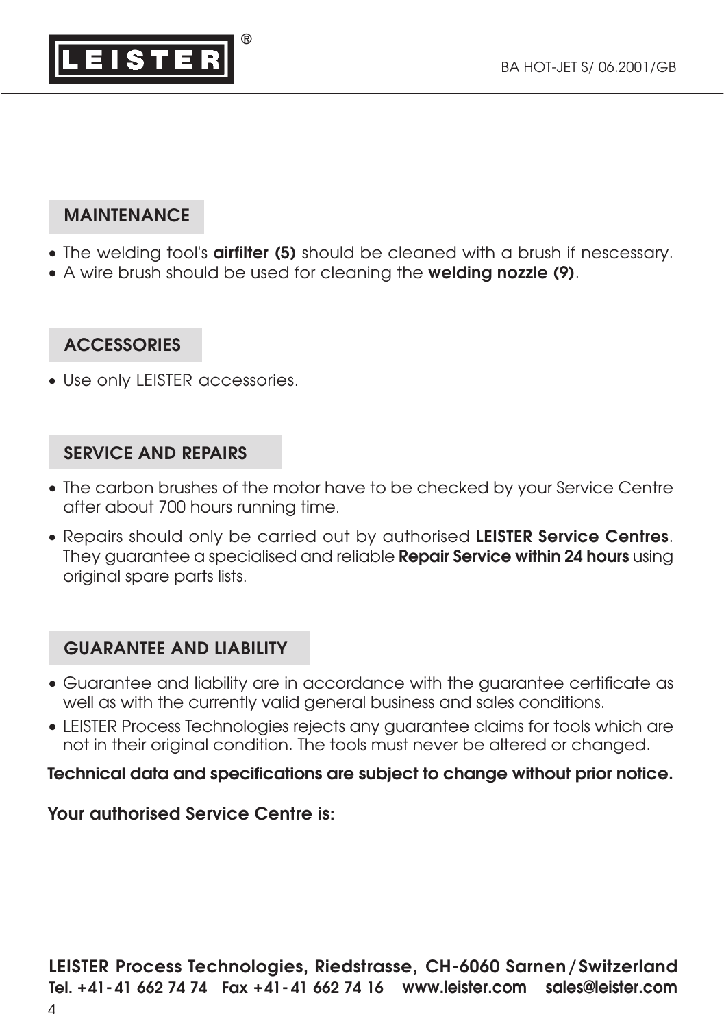## MAINTENANCE

- The welding tool's **airfilter (5)** should be cleaned with a brush if nescessary.
- A wire brush should be used for cleaning the **welding nozzle (9)**.

## ACCESSORIES

- Use only LEISTER accessories.

## SERVICE AND REPAIRS

- The carbon brushes of the motor have to be checked by your Service Centre after about 700 hours running time.
- Repairs should only be carried out by authorised **LEISTER Service Centres**. They guarantee a specialised and reliable **Repair Service within 24 hours** using original spare parts lists.

## GUARANTEE AND LIABILITY

- Guarantee and liability are in accordance with the guarantee certificate as well as with the currently valid general business and sales conditions.
- LEISTER Process Technologies rejects any guarantee claims for tools which are not in their original condition. The tools must never be altered or changed.

**Technical data and specifications are subject to change without prior notice.**

**Your authorised Service Centre is:**

**LEISTER Process Technologies, Riedstrasse, CH-6060 Sarnen / Switzerland**
**Tel. +41-41 662 74 74 Fax +41-41 662 74 16 www.leister.com sales@leister.com**